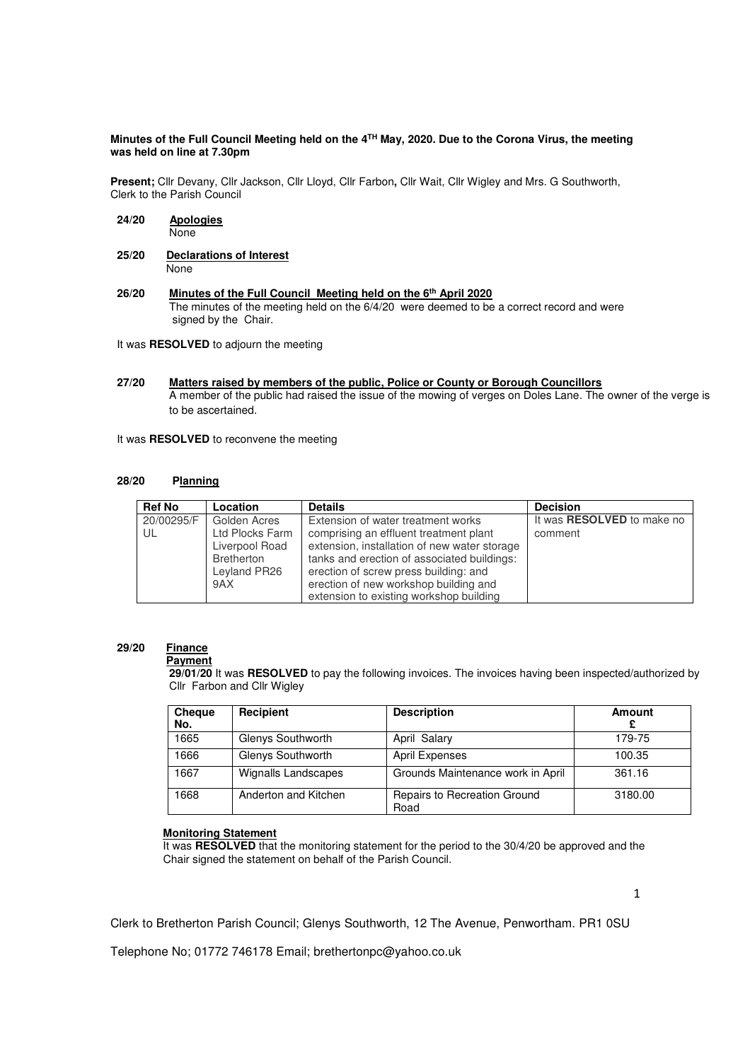**Minutes of the Full Council Meeting held on the 4[TH] May, 2020. Due to the Corona Virus, the meeting was held on line at 7.30pm**

**Present;** Cllr Devany, Cllr Jackson, Cllr Lloyd, Cllr Farbon**,** Cllr Wait, Cllr Wigley and Mrs. G Southworth, Clerk to the Parish Council

**24/20 Apologies**

None

**25/20 Declarations of Interest**

None

**26/20 Minutes of the Full Council Meeting held on the 6[th] April 2020**

The minutes of the meeting held on the 6/4/20 were deemed to be a correct record and were signed by the Chair.

It was **RESOLVED** to adjourn the meeting

**27/20 Matters raised by members of the public, Police or County or Borough Councillors**

A member of the public had raised the issue of the mowing of verges on Doles Lane. The owner of the verge is to be ascertained.

It was **RESOLVED** to reconvene the meeting

**28/20 Planning**

| Ref No | Location | Details | Decision |
|---|---|---|---|
| 20/00295/FUL | Golden Acres Ltd Plocks Farm Liverpool Road Bretherton Leyland PR26 9AX | Extension of water treatment works comprising an effluent treatment plant extension, installation of new water storage tanks and erection of associated buildings: erection of screw press building: and erection of new workshop building and extension to existing workshop building | It was **RESOLVED** to make no comment |

**29/20 Finance**

**Payment**

**29/01/20** It was **RESOLVED** to pay the following invoices. The invoices having been inspected/authorized by Cllr Farbon and Cllr Wigley

| Cheque No. | Recipient | Description | Amount £ |
|---|---|---|---|
| 1665 | Glenys Southworth | April Salary | 179-75 |
| 1666 | Glenys Southworth | April Expenses | 100.35 |
| 1667 | Wignalls Landscapes | Grounds Maintenance work in April | 361.16 |
| 1668 | Anderton and Kitchen | Repairs to Recreation Ground Road | 3180.00 |

**Monitoring Statement**

It was **RESOLVED** that the monitoring statement for the period to the 30/4/20 be approved and the Chair signed the statement on behalf of the Parish Council.

Clerk to Bretherton Parish Council; Glenys Southworth, 12 The Avenue, Penwortham. PR1 0SU

Telephone No; 01772 746178 Email; brethertonpc@yahoo.co.uk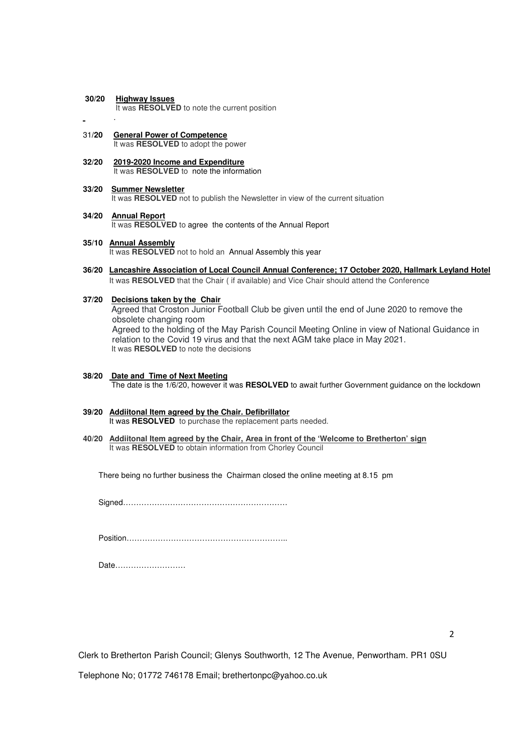**30/20** **Highway Issues**
It was **RESOLVED** to note the current position

31/**20** **General Power of Competence**
It was **RESOLVED** to adopt the power

**32/20** **2019-2020 Income and Expenditure**
It was **RESOLVED** to note the information

**33/20** **Summer Newsletter**
It was **RESOLVED** not to publish the Newsletter in view of the current situation

**34/20** **Annual Report**
It was **RESOLVED** to agree the contents of the Annual Report

**35/10** **Annual Assembly**
It was **RESOLVED** not to hold an Annual Assembly this year

**36/20** **Lancashire Association of Local Council Annual Conference; 17 October 2020, Hallmark Leyland Hotel**
It was **RESOLVED** that the Chair ( if available) and Vice Chair should attend the Conference

**37/20** **Decisions taken by the Chair**
Agreed that Croston Junior Football Club be given until the end of June 2020 to remove the obsolete changing room
Agreed to the holding of the May Parish Council Meeting Online in view of National Guidance in relation to the Covid 19 virus and that the next AGM take place in May 2021.
It was **RESOLVED** to note the decisions

**38/20** **Date and Time of Next Meeting**
The date is the 1/6/20, however it was **RESOLVED** to await further Government guidance on the lockdown

**39/20** **Addiitonal Item agreed by the Chair. Defibrillator**
It was **RESOLVED** to purchase the replacement parts needed.

**40/20** **Addiitonal Item agreed by the Chair, Area in front of the 'Welcome to Bretherton' sign**
It was **RESOLVED** to obtain information from Chorley Council

There being no further business the Chairman closed the online meeting at 8.15 pm

Signed………………………………………………………

Position……………………………………………………..

Date………………………

Clerk to Bretherton Parish Council; Glenys Southworth, 12 The Avenue, Penwortham. PR1 0SU

Telephone No; 01772 746178 Email; brethertonpc@yahoo.co.uk